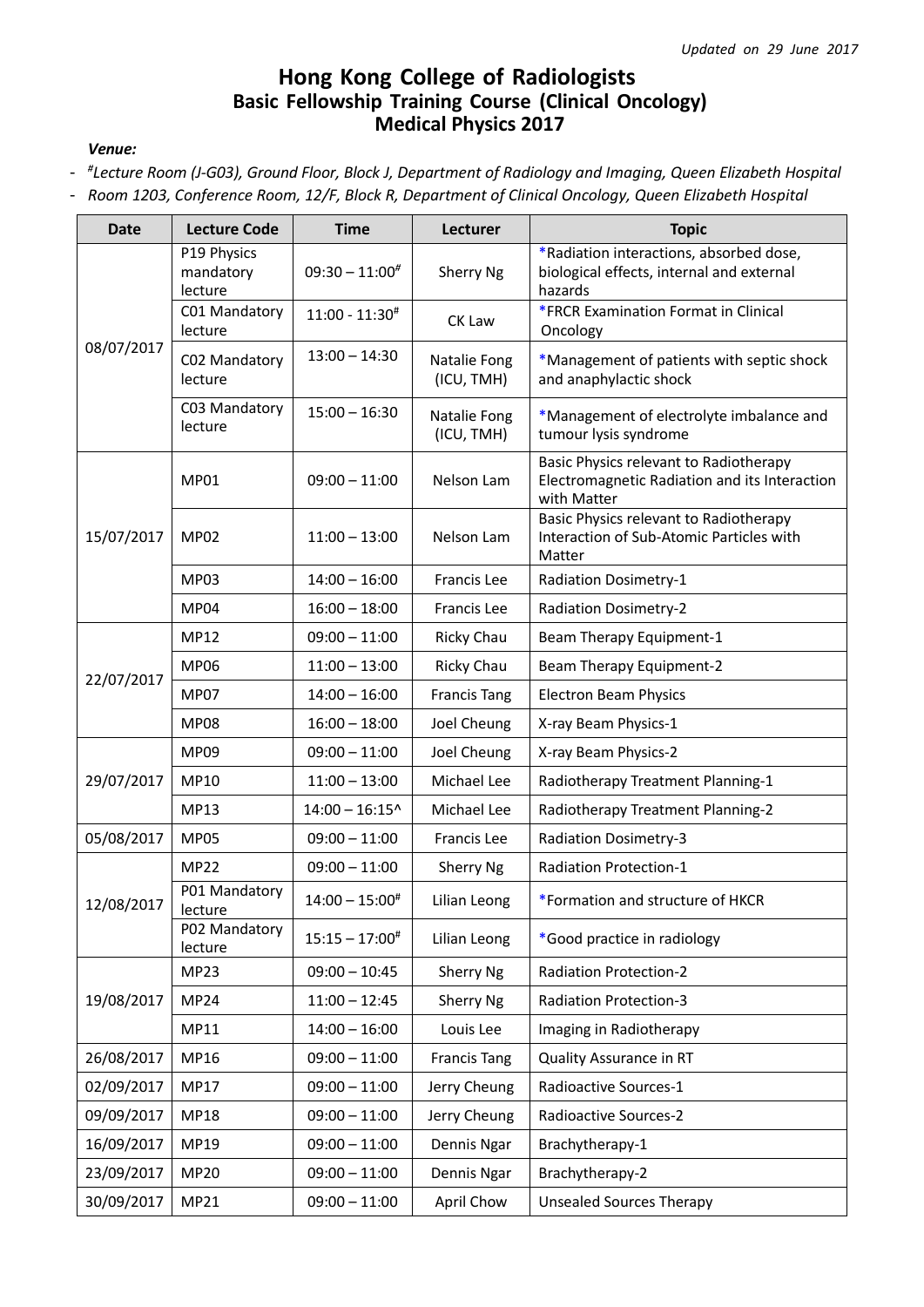*Updated on 29 June 2017*

# Hong Kong College of Radiologists
## Basic Fellowship Training Course (Clinical Oncology)
## Medical Physics 2017

***Venue:***

- *#Lecture Room (J-G03), Ground Floor, Block J, Department of Radiology and Imaging, Queen Elizabeth Hospital*
- *Room 1203, Conference Room, 12/F, Block R, Department of Clinical Oncology, Queen Elizabeth Hospital*

| Date | Lecture Code | Time | Lecturer | Topic |
|---|---|---|---|---|
| 08/07/2017 | P19 Physics mandatory lecture | 09:30 – 11:00# | Sherry Ng | *Radiation interactions, absorbed dose, biological effects, internal and external hazards |
| | C01 Mandatory lecture | 11:00 - 11:30# | CK Law | *FRCR Examination Format in Clinical Oncology |
| | C02 Mandatory lecture | 13:00 – 14:30 | Natalie Fong (ICU, TMH) | *Management of patients with septic shock and anaphylactic shock |
| | C03 Mandatory lecture | 15:00 – 16:30 | Natalie Fong (ICU, TMH) | *Management of electrolyte imbalance and tumour lysis syndrome |
| 15/07/2017 | MP01 | 09:00 – 11:00 | Nelson Lam | Basic Physics relevant to Radiotherapy Electromagnetic Radiation and its Interaction with Matter |
| | MP02 | 11:00 – 13:00 | Nelson Lam | Basic Physics relevant to Radiotherapy Interaction of Sub-Atomic Particles with Matter |
| | MP03 | 14:00 – 16:00 | Francis Lee | Radiation Dosimetry-1 |
| | MP04 | 16:00 – 18:00 | Francis Lee | Radiation Dosimetry-2 |
| 22/07/2017 | MP12 | 09:00 – 11:00 | Ricky Chau | Beam Therapy Equipment-1 |
| | MP06 | 11:00 – 13:00 | Ricky Chau | Beam Therapy Equipment-2 |
| | MP07 | 14:00 – 16:00 | Francis Tang | Electron Beam Physics |
| | MP08 | 16:00 – 18:00 | Joel Cheung | X-ray Beam Physics-1 |
| 29/07/2017 | MP09 | 09:00 – 11:00 | Joel Cheung | X-ray Beam Physics-2 |
| | MP10 | 11:00 – 13:00 | Michael Lee | Radiotherapy Treatment Planning-1 |
| | MP13 | 14:00 – 16:15^ | Michael Lee | Radiotherapy Treatment Planning-2 |
| 05/08/2017 | MP05 | 09:00 – 11:00 | Francis Lee | Radiation Dosimetry-3 |
| 12/08/2017 | MP22 | 09:00 – 11:00 | Sherry Ng | Radiation Protection-1 |
| | P01 Mandatory lecture | 14:00 – 15:00# | Lilian Leong | *Formation and structure of HKCR |
| | P02 Mandatory lecture | 15:15 – 17:00# | Lilian Leong | *Good practice in radiology |
| 19/08/2017 | MP23 | 09:00 – 10:45 | Sherry Ng | Radiation Protection-2 |
| | MP24 | 11:00 – 12:45 | Sherry Ng | Radiation Protection-3 |
| | MP11 | 14:00 – 16:00 | Louis Lee | Imaging in Radiotherapy |
| 26/08/2017 | MP16 | 09:00 – 11:00 | Francis Tang | Quality Assurance in RT |
| 02/09/2017 | MP17 | 09:00 – 11:00 | Jerry Cheung | Radioactive Sources-1 |
| 09/09/2017 | MP18 | 09:00 – 11:00 | Jerry Cheung | Radioactive Sources-2 |
| 16/09/2017 | MP19 | 09:00 – 11:00 | Dennis Ngar | Brachytherapy-1 |
| 23/09/2017 | MP20 | 09:00 – 11:00 | Dennis Ngar | Brachytherapy-2 |
| 30/09/2017 | MP21 | 09:00 – 11:00 | April Chow | Unsealed Sources Therapy |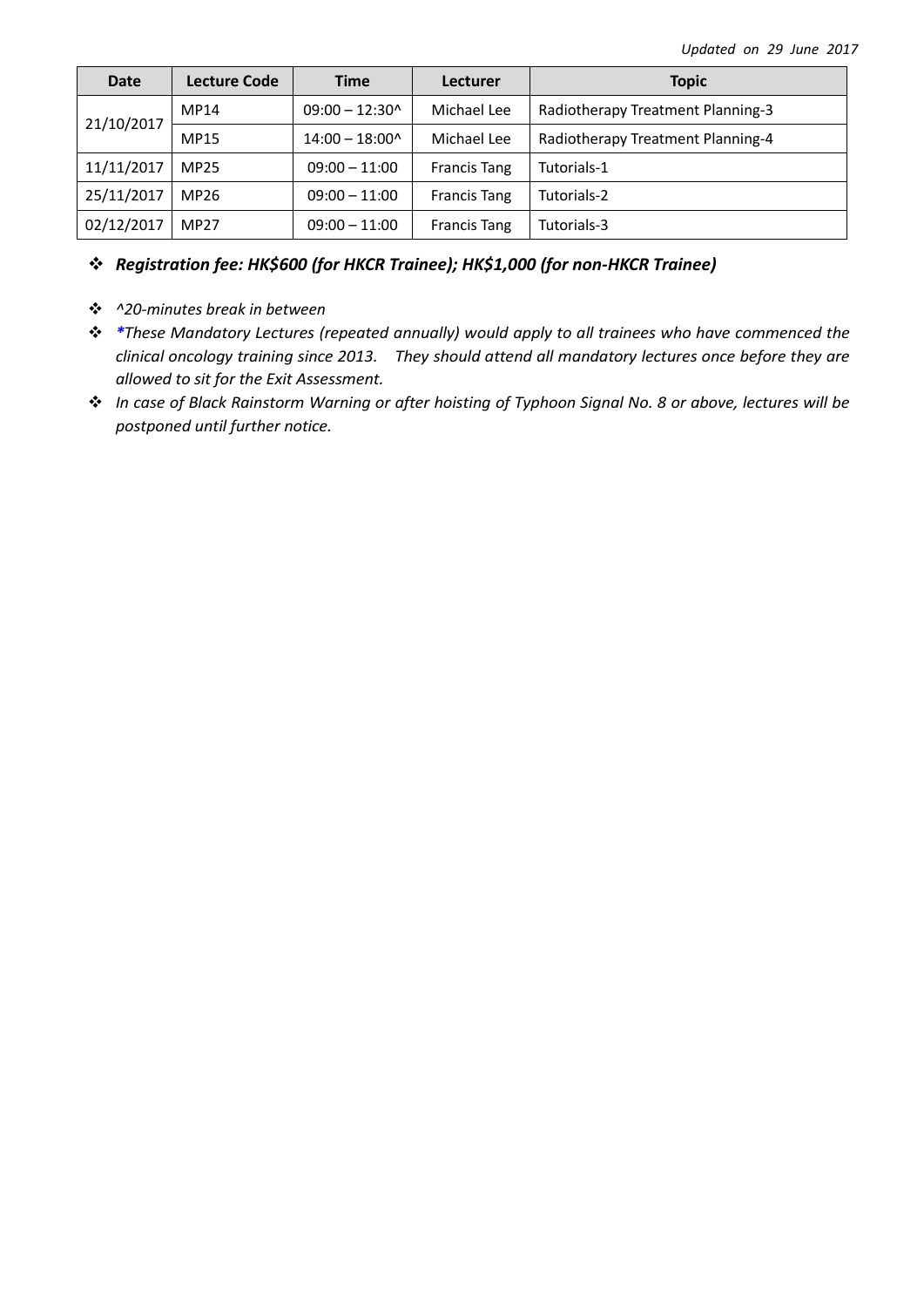*Updated on 29 June 2017*

| Date | Lecture Code | Time | Lecturer | Topic |
|---|---|---|---|---|
| 21/10/2017 | MP14 | 09:00 – 12:30^ | Michael Lee | Radiotherapy Treatment Planning-3 |
| | MP15 | 14:00 – 18:00^ | Michael Lee | Radiotherapy Treatment Planning-4 |
| 11/11/2017 | MP25 | 09:00 – 11:00 | Francis Tang | Tutorials-1 |
| 25/11/2017 | MP26 | 09:00 – 11:00 | Francis Tang | Tutorials-2 |
| 02/12/2017 | MP27 | 09:00 – 11:00 | Francis Tang | Tutorials-3 |

- ***Registration fee: HK$600 (for HKCR Trainee); HK$1,000 (for non-HKCR Trainee)***

- *^20-minutes break in between*
- *\*These Mandatory Lectures (repeated annually) would apply to all trainees who have commenced the clinical oncology training since 2013. They should attend all mandatory lectures once before they are allowed to sit for the Exit Assessment.*
- *In case of Black Rainstorm Warning or after hoisting of Typhoon Signal No. 8 or above, lectures will be postponed until further notice.*